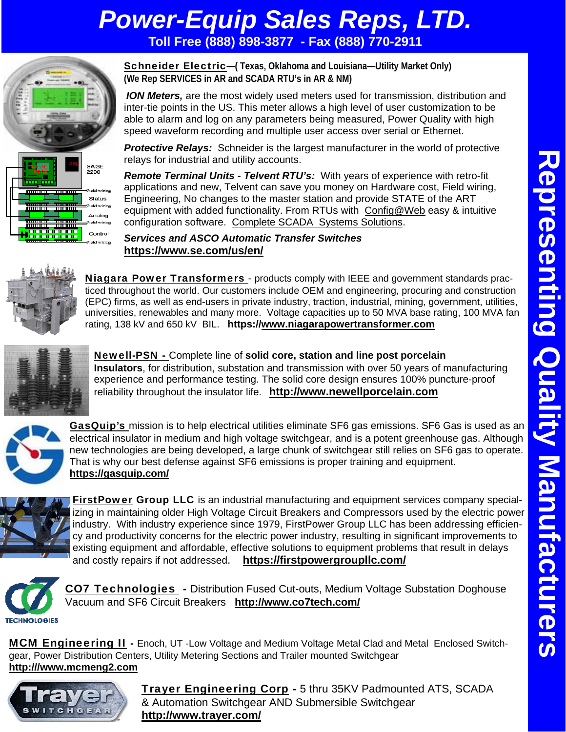# Power-Equip Sales Reps, LTD.

**Toll Free (888) 898-3877 - Fax (888) 770-2911**

## Representing Quality Manufacturers

**Schneider Electric—( Texas, Oklahoma and Louisiana—Utility Market Only) (We Rep SERVICES in AR and SCADA RTU's in AR & NM)**

***ION Meters,*** are the most widely used meters used for transmission, distribution and inter-tie points in the US. This meter allows a high level of user customization to be able to alarm and log on any parameters being measured, Power Quality with high speed waveform recording and multiple user access over serial or Ethernet.

***Protective Relays:*** Schneider is the largest manufacturer in the world of protective relays for industrial and utility accounts.

***Remote Terminal Units - Telvent RTU's:*** With years of experience with retro-fit applications and new, Telvent can save you money on Hardware cost, Field wiring, Engineering, No changes to the master station and provide STATE of the ART equipment with added functionality. From RTUs with Config@Web easy & intuitive configuration software. Complete SCADA Systems Solutions.

***Services and ASCO Automatic Transfer Switches***

**https://www.se.com/us/en/**

**Niagara Power Transformers** - products comply with IEEE and government standards practiced throughout the world. Our customers include OEM and engineering, procuring and construction (EPC) firms, as well as end-users in private industry, traction, industrial, mining, government, utilities, universities, renewables and many more. Voltage capacities up to 50 MVA base rating, 100 MVA fan rating, 138 kV and 650 kV BIL. **https://www.niagarapowertransformer.com**

**Newell-PSN -** Complete line of **solid core, station and line post porcelain Insulators**, for distribution, substation and transmission with over 50 years of manufacturing experience and performance testing. The solid core design ensures 100% puncture-proof reliability throughout the insulator life. **http://www.newellporcelain.com**

**GasQuip's** mission is to help electrical utilities eliminate SF6 gas emissions. SF6 Gas is used as an electrical insulator in medium and high voltage switchgear, and is a potent greenhouse gas. Although new technologies are being developed, a large chunk of switchgear still relies on SF6 gas to operate. That is why our best defense against SF6 emissions is proper training and equipment. **https://gasquip.com/**

**FirstPower Group LLC** is an industrial manufacturing and equipment services company specializing in maintaining older High Voltage Circuit Breakers and Compressors used by the electric power industry. With industry experience since 1979, FirstPower Group LLC has been addressing efficiency and productivity concerns for the electric power industry, resulting in significant improvements to existing equipment and affordable, effective solutions to equipment problems that result in delays and costly repairs if not addressed. **https://firstpowergroupllc.com/**

**CO7 Technologies -** Distribution Fused Cut-outs, Medium Voltage Substation Doghouse Vacuum and SF6 Circuit Breakers **http://www.co7tech.com/**

**MCM Engineering II -** Enoch, UT -Low Voltage and Medium Voltage Metal Clad and Metal Enclosed Switchgear, Power Distribution Centers, Utility Metering Sections and Trailer mounted Switchgear **http:///www.mcmeng2.com**

**Trayer Engineering Corp -** 5 thru 35KV Padmounted ATS, SCADA & Automation Switchgear AND Submersible Switchgear **http://www.trayer.com/**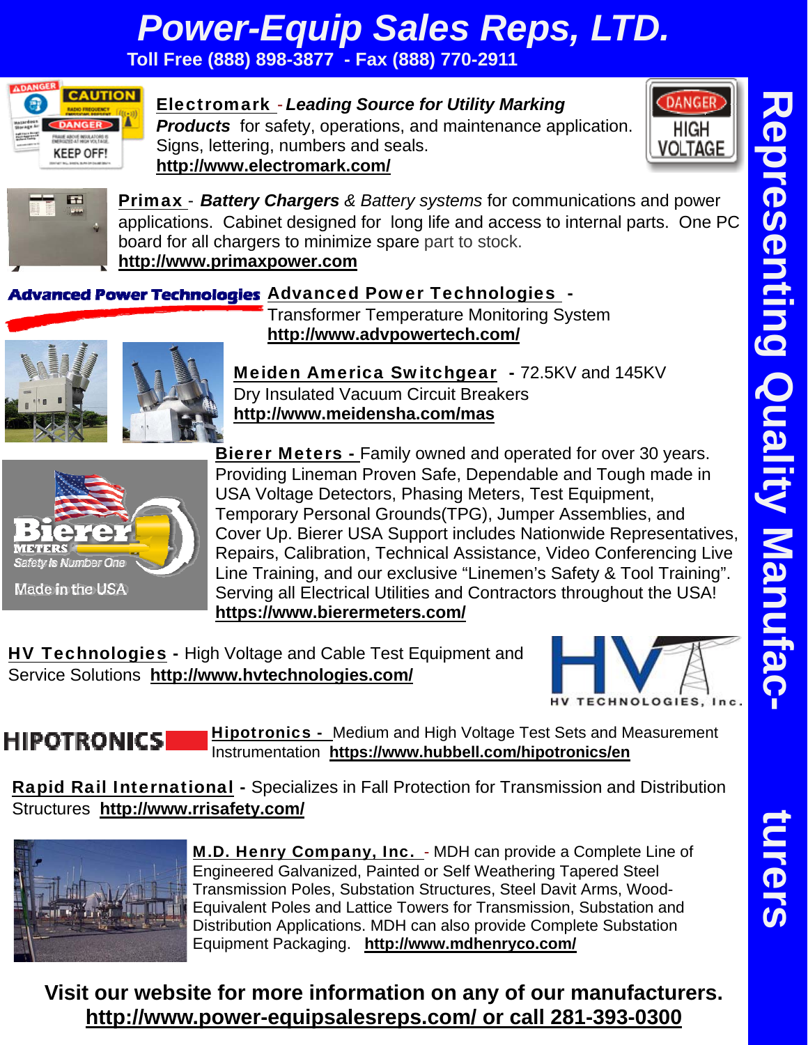# Power-Equip Sales Reps, LTD.

**Toll Free (888) 898-3877 - Fax (888) 770-2911**

**Representing Quality Manufacturers**

**Electromark** - ***Leading Source for Utility Marking Products*** for safety, operations, and maintenance application. Signs, lettering, numbers and seals.
**http://www.electromark.com/**

**Primax** - ***Battery Chargers*** & *Battery systems* for communications and power applications. Cabinet designed for long life and access to internal parts. One PC board for all chargers to minimize spare part to stock.
**http://www.primaxpower.com**

**Advanced Power Technologies** - Transformer Temperature Monitoring System
**http://www.advpowertech.com/**

**Meiden America Switchgear** - 72.5KV and 145KV Dry Insulated Vacuum Circuit Breakers
**http://www.meidensha.com/mas**

**Bierer Meters** - Family owned and operated for over 30 years. Providing Lineman Proven Safe, Dependable and Tough made in USA Voltage Detectors, Phasing Meters, Test Equipment, Temporary Personal Grounds(TPG), Jumper Assemblies, and Cover Up. Bierer USA Support includes Nationwide Representatives, Repairs, Calibration, Technical Assistance, Video Conferencing Live Line Training, and our exclusive "Linemen's Safety & Tool Training". Serving all Electrical Utilities and Contractors throughout the USA!
**https://www.bierermeters.com/**

**HV Technologies** - High Voltage and Cable Test Equipment and Service Solutions **http://www.hvtechnologies.com/**

**Hipotronics** - Medium and High Voltage Test Sets and Measurement Instrumentation **https://www.hubbell.com/hipotronics/en**

**Rapid Rail International** - Specializes in Fall Protection for Transmission and Distribution Structures **http://www.rrisafety.com/**

**M.D. Henry Company, Inc.** - MDH can provide a Complete Line of Engineered Galvanized, Painted or Self Weathering Tapered Steel Transmission Poles, Substation Structures, Steel Davit Arms, Wood-Equivalent Poles and Lattice Towers for Transmission, Substation and Distribution Applications. MDH can also provide Complete Substation Equipment Packaging. **http://www.mdhenryco.com/**

**Visit our website for more information on any of our manufacturers.**
**http://www.power-equipsalesreps.com/ or call 281-393-0300**